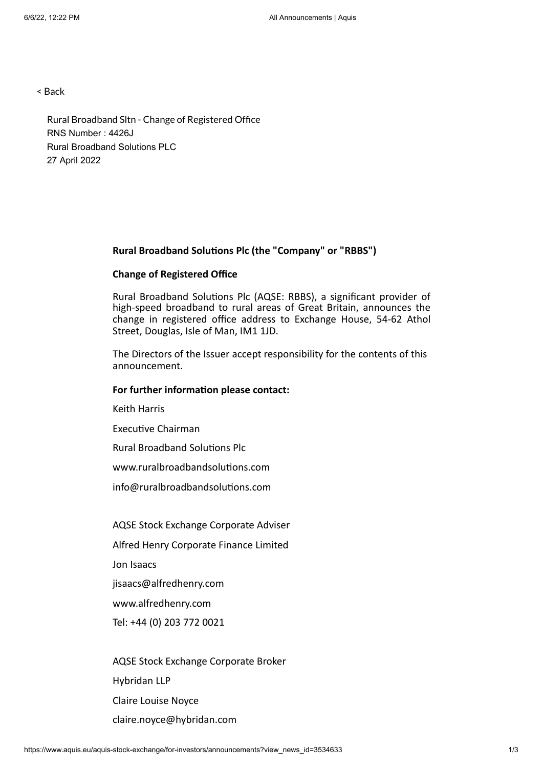< Back

Rural Broadband Sltn - Change of Registered Office
RNS Number : 4426J
Rural Broadband Solutions PLC
27 April 2022

**Rural Broadband Solutions Plc (the "Company" or "RBBS")**

**Change of Registered Office**

Rural Broadband Solutions Plc (AQSE: RBBS), a significant provider of high-speed broadband to rural areas of Great Britain, announces the change in registered office address to Exchange House, 54-62 Athol Street, Douglas, Isle of Man, IM1 1JD.

The Directors of the Issuer accept responsibility for the contents of this announcement.

**For further information please contact:**

Keith Harris

Executive Chairman

Rural Broadband Solutions Plc

www.ruralbroadbandsolutions.com

info@ruralbroadbandsolutions.com

AQSE Stock Exchange Corporate Adviser

Alfred Henry Corporate Finance Limited

Jon Isaacs

jisaacs@alfredhenry.com

www.alfredhenry.com

Tel: +44 (0) 203 772 0021

AQSE Stock Exchange Corporate Broker

Hybridan LLP

Claire Louise Noyce

claire.noyce@hybridan.com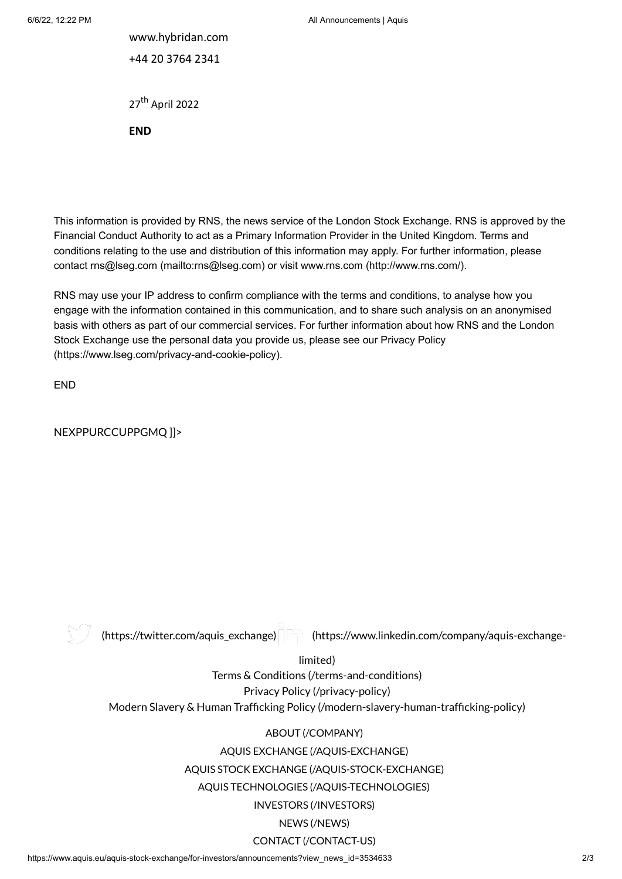www.hybridan.com

+44 20 3764 2341

27th April 2022

**END**

This information is provided by RNS, the news service of the London Stock Exchange. RNS is approved by the Financial Conduct Authority to act as a Primary Information Provider in the United Kingdom. Terms and conditions relating to the use and distribution of this information may apply. For further information, please contact rns@lseg.com (mailto:rns@lseg.com) or visit www.rns.com (http://www.rns.com/).

RNS may use your IP address to confirm compliance with the terms and conditions, to analyse how you engage with the information contained in this communication, and to share such analysis on an anonymised basis with others as part of our commercial services. For further information about how RNS and the London Stock Exchange use the personal data you provide us, please see our Privacy Policy (https://www.lseg.com/privacy-and-cookie-policy).

END

NEXPPURCCUPPGMQ ]]>

(https://twitter.com/aquis_exchange) (https://www.linkedin.com/company/aquis-exchange-limited)

Terms & Conditions (/terms-and-conditions)

Privacy Policy (/privacy-policy)

Modern Slavery & Human Trafficking Policy (/modern-slavery-human-trafficking-policy)

ABOUT (/COMPANY)

AQUIS EXCHANGE (/AQUIS-EXCHANGE)

AQUIS STOCK EXCHANGE (/AQUIS-STOCK-EXCHANGE)

AQUIS TECHNOLOGIES (/AQUIS-TECHNOLOGIES)

INVESTORS (/INVESTORS)

NEWS (/NEWS)

CONTACT (/CONTACT-US)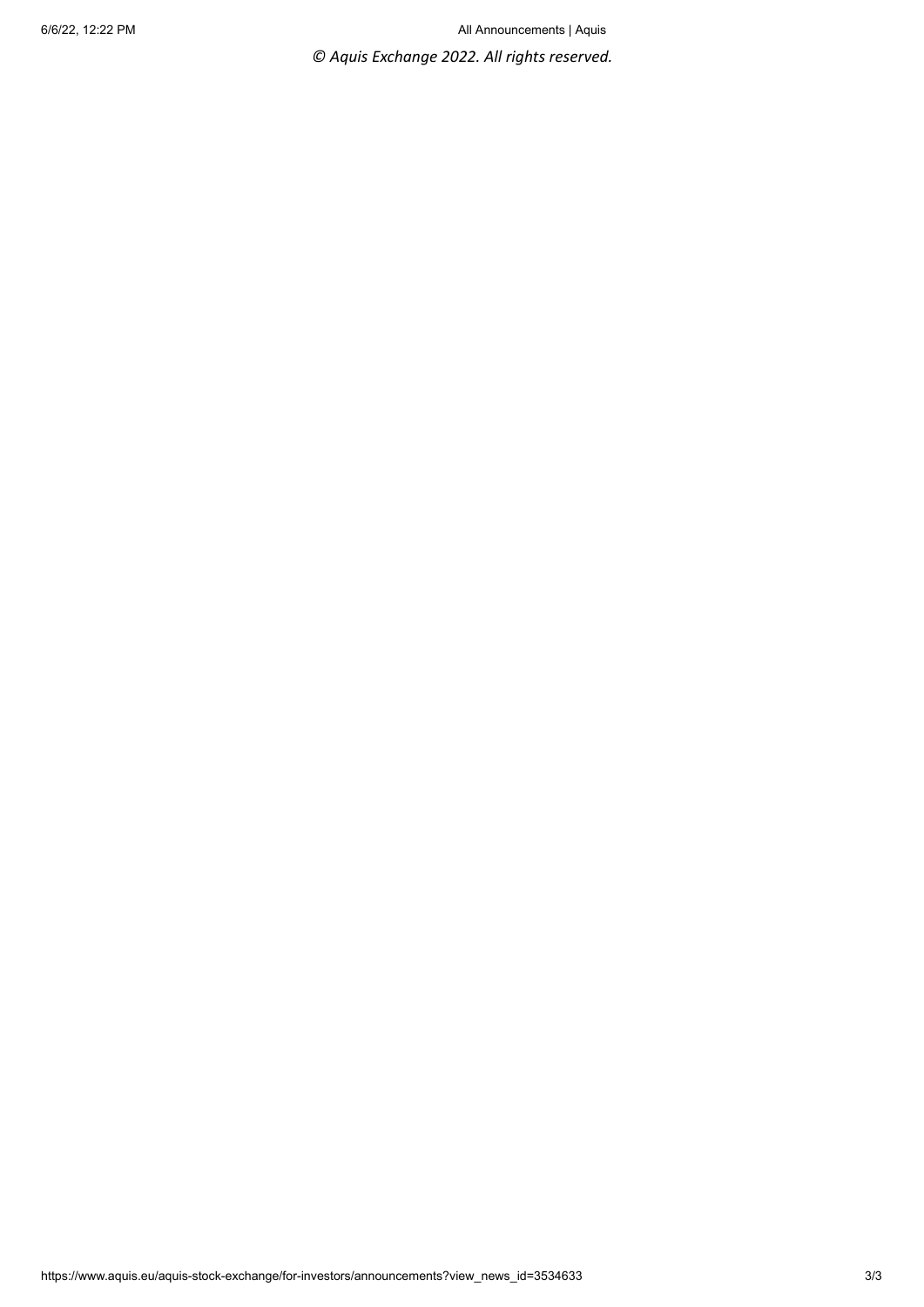*© Aquis Exchange 2022. All rights reserved.*